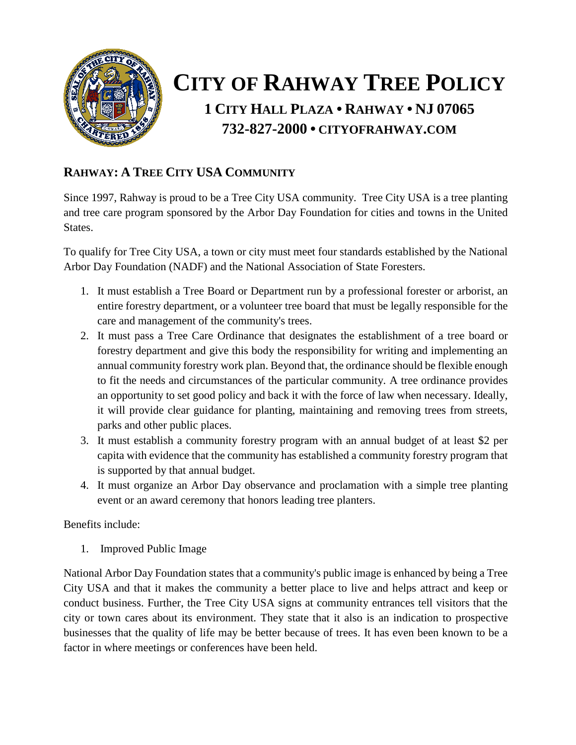# City of Rahway Tree Policy

**1 City Hall Plaza • Rahway • NJ 07065**
**732-827-2000 • cityofrahway.com**

## Rahway: A Tree City USA Community

Since 1997, Rahway is proud to be a Tree City USA community. Tree City USA is a tree planting and tree care program sponsored by the Arbor Day Foundation for cities and towns in the United States.

To qualify for Tree City USA, a town or city must meet four standards established by the National Arbor Day Foundation (NADF) and the National Association of State Foresters.

1. It must establish a Tree Board or Department run by a professional forester or arborist, an entire forestry department, or a volunteer tree board that must be legally responsible for the care and management of the community's trees.
2. It must pass a Tree Care Ordinance that designates the establishment of a tree board or forestry department and give this body the responsibility for writing and implementing an annual community forestry work plan. Beyond that, the ordinance should be flexible enough to fit the needs and circumstances of the particular community. A tree ordinance provides an opportunity to set good policy and back it with the force of law when necessary. Ideally, it will provide clear guidance for planting, maintaining and removing trees from streets, parks and other public places.
3. It must establish a community forestry program with an annual budget of at least $2 per capita with evidence that the community has established a community forestry program that is supported by that annual budget.
4. It must organize an Arbor Day observance and proclamation with a simple tree planting event or an award ceremony that honors leading tree planters.

Benefits include:

1. Improved Public Image

National Arbor Day Foundation states that a community's public image is enhanced by being a Tree City USA and that it makes the community a better place to live and helps attract and keep or conduct business. Further, the Tree City USA signs at community entrances tell visitors that the city or town cares about its environment. They state that it also is an indication to prospective businesses that the quality of life may be better because of trees. It has even been known to be a factor in where meetings or conferences have been held.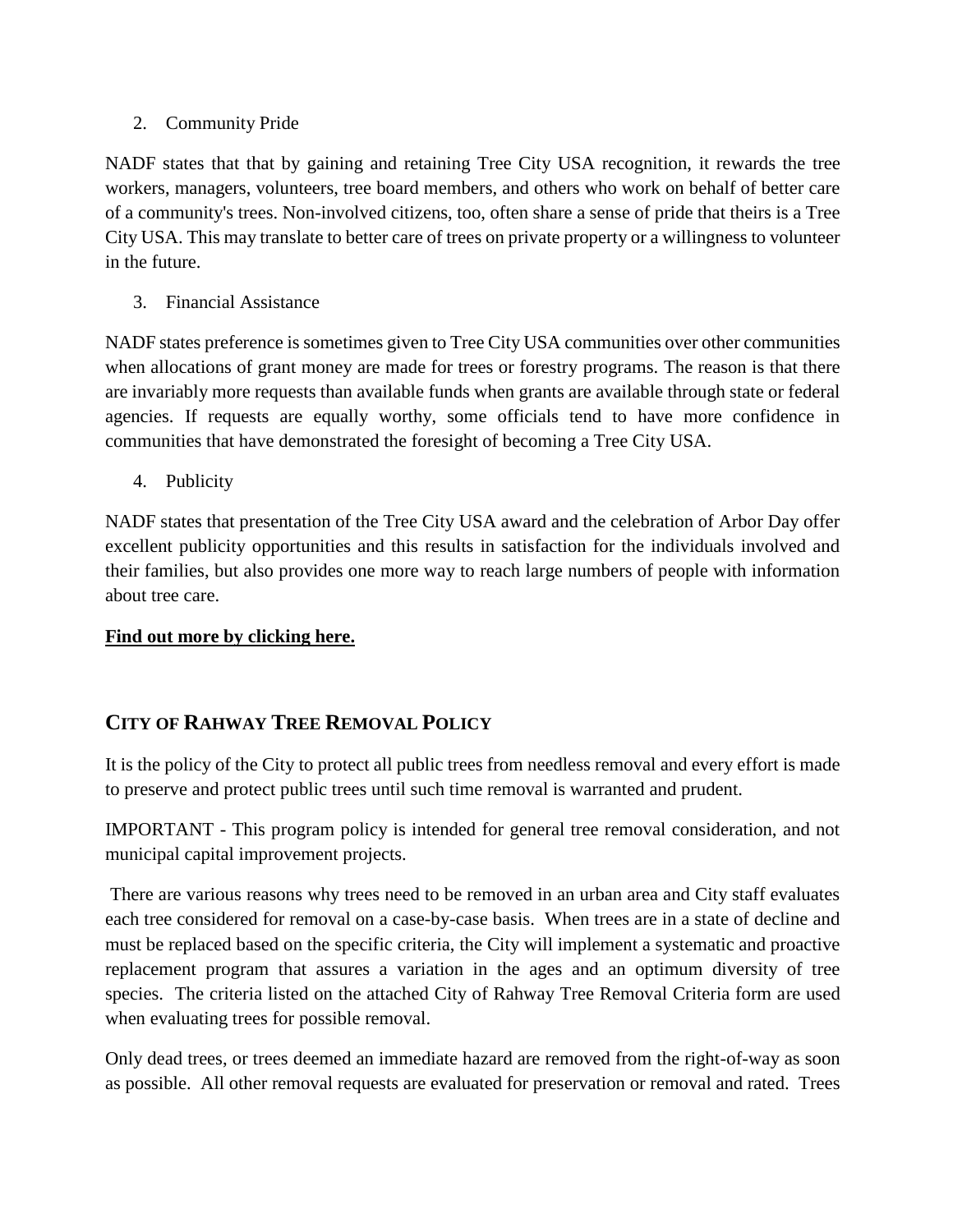2. Community Pride

NADF states that that by gaining and retaining Tree City USA recognition, it rewards the tree workers, managers, volunteers, tree board members, and others who work on behalf of better care of a community's trees. Non-involved citizens, too, often share a sense of pride that theirs is a Tree City USA. This may translate to better care of trees on private property or a willingness to volunteer in the future.

3. Financial Assistance

NADF states preference is sometimes given to Tree City USA communities over other communities when allocations of grant money are made for trees or forestry programs. The reason is that there are invariably more requests than available funds when grants are available through state or federal agencies. If requests are equally worthy, some officials tend to have more confidence in communities that have demonstrated the foresight of becoming a Tree City USA.

4. Publicity

NADF states that presentation of the Tree City USA award and the celebration of Arbor Day offer excellent publicity opportunities and this results in satisfaction for the individuals involved and their families, but also provides one more way to reach large numbers of people with information about tree care.

**Find out more by clicking here.**

## City of Rahway Tree Removal Policy

It is the policy of the City to protect all public trees from needless removal and every effort is made to preserve and protect public trees until such time removal is warranted and prudent.

IMPORTANT - This program policy is intended for general tree removal consideration, and not municipal capital improvement projects.

There are various reasons why trees need to be removed in an urban area and City staff evaluates each tree considered for removal on a case-by-case basis. When trees are in a state of decline and must be replaced based on the specific criteria, the City will implement a systematic and proactive replacement program that assures a variation in the ages and an optimum diversity of tree species. The criteria listed on the attached City of Rahway Tree Removal Criteria form are used when evaluating trees for possible removal.

Only dead trees, or trees deemed an immediate hazard are removed from the right-of-way as soon as possible. All other removal requests are evaluated for preservation or removal and rated. Trees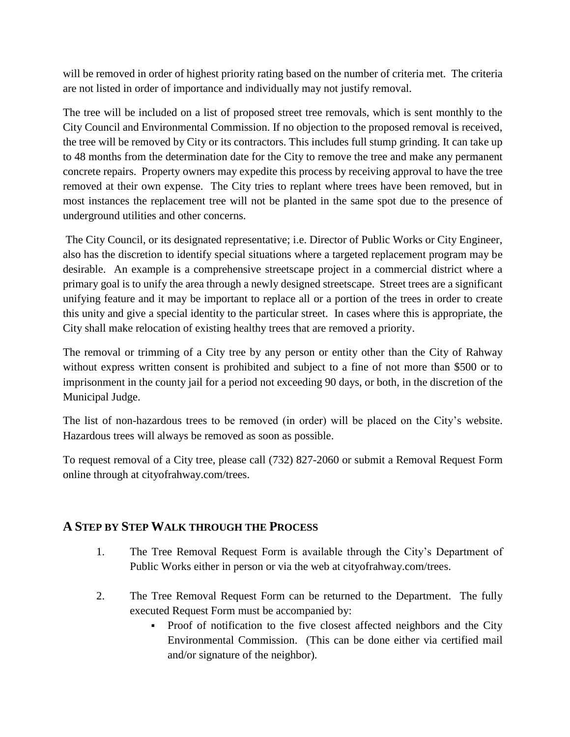will be removed in order of highest priority rating based on the number of criteria met. The criteria are not listed in order of importance and individually may not justify removal.

The tree will be included on a list of proposed street tree removals, which is sent monthly to the City Council and Environmental Commission. If no objection to the proposed removal is received, the tree will be removed by City or its contractors. This includes full stump grinding. It can take up to 48 months from the determination date for the City to remove the tree and make any permanent concrete repairs. Property owners may expedite this process by receiving approval to have the tree removed at their own expense. The City tries to replant where trees have been removed, but in most instances the replacement tree will not be planted in the same spot due to the presence of underground utilities and other concerns.

The City Council, or its designated representative; i.e. Director of Public Works or City Engineer, also has the discretion to identify special situations where a targeted replacement program may be desirable. An example is a comprehensive streetscape project in a commercial district where a primary goal is to unify the area through a newly designed streetscape. Street trees are a significant unifying feature and it may be important to replace all or a portion of the trees in order to create this unity and give a special identity to the particular street. In cases where this is appropriate, the City shall make relocation of existing healthy trees that are removed a priority.

The removal or trimming of a City tree by any person or entity other than the City of Rahway without express written consent is prohibited and subject to a fine of not more than $500 or to imprisonment in the county jail for a period not exceeding 90 days, or both, in the discretion of the Municipal Judge.

The list of non-hazardous trees to be removed (in order) will be placed on the City's website. Hazardous trees will always be removed as soon as possible.

To request removal of a City tree, please call (732) 827-2060 or submit a Removal Request Form online through at cityofrahway.com/trees.

## A Step by Step Walk through the Process

1. The Tree Removal Request Form is available through the City's Department of Public Works either in person or via the web at cityofrahway.com/trees.

2. The Tree Removal Request Form can be returned to the Department. The fully executed Request Form must be accompanied by:
   - Proof of notification to the five closest affected neighbors and the City Environmental Commission. (This can be done either via certified mail and/or signature of the neighbor).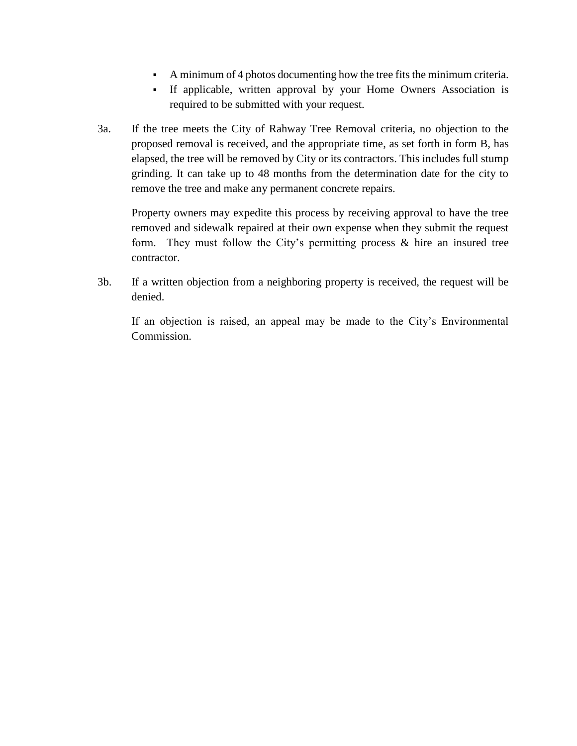- A minimum of 4 photos documenting how the tree fits the minimum criteria.
- If applicable, written approval by your Home Owners Association is required to be submitted with your request.

3a. If the tree meets the City of Rahway Tree Removal criteria, no objection to the proposed removal is received, and the appropriate time, as set forth in form B, has elapsed, the tree will be removed by City or its contractors. This includes full stump grinding. It can take up to 48 months from the determination date for the city to remove the tree and make any permanent concrete repairs.

    Property owners may expedite this process by receiving approval to have the tree removed and sidewalk repaired at their own expense when they submit the request form. They must follow the City's permitting process & hire an insured tree contractor.

3b. If a written objection from a neighboring property is received, the request will be denied.

    If an objection is raised, an appeal may be made to the City's Environmental Commission.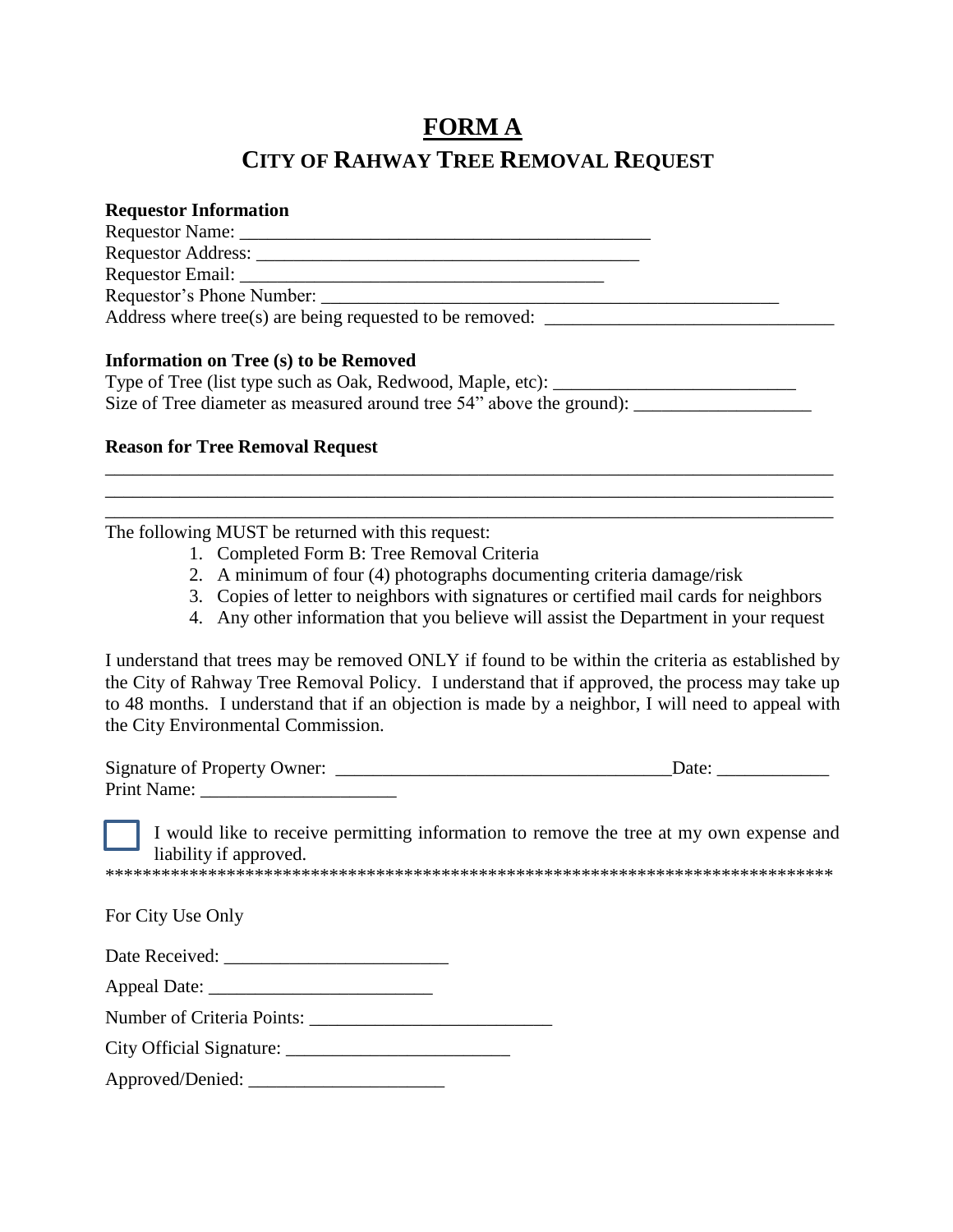# FORM A

## CITY OF RAHWAY TREE REMOVAL REQUEST

**Requestor Information**

Requestor Name: ___________________________________________

Requestor Address: ________________________________________

Requestor Email: _______________________________________

Requestor's Phone Number: ___________________________________________________

Address where tree(s) are being requested to be removed: _______________________________

**Information on Tree (s) to be Removed**

Type of Tree (list type such as Oak, Redwood, Maple, etc): __________________________

Size of Tree diameter as measured around tree 54" above the ground): ___________________

**Reason for Tree Removal Request**

_________________________________________________________________________________

_________________________________________________________________________________

_________________________________________________________________________________

The following MUST be returned with this request:

1. Completed Form B: Tree Removal Criteria
2. A minimum of four (4) photographs documenting criteria damage/risk
3. Copies of letter to neighbors with signatures or certified mail cards for neighbors
4. Any other information that you believe will assist the Department in your request

I understand that trees may be removed ONLY if found to be within the criteria as established by the City of Rahway Tree Removal Policy. I understand that if approved, the process may take up to 48 months. I understand that if an objection is made by a neighbor, I will need to appeal with the City Environmental Commission.

Signature of Property Owner: ____________________________________Date: ____________

Print Name: _____________________

☐ I would like to receive permitting information to remove the tree at my own expense and liability if approved.

*******************************************************************************

For City Use Only

Date Received: ________________________

Appeal Date: ________________________

Number of Criteria Points: __________________________

City Official Signature: ________________________

Approved/Denied: _____________________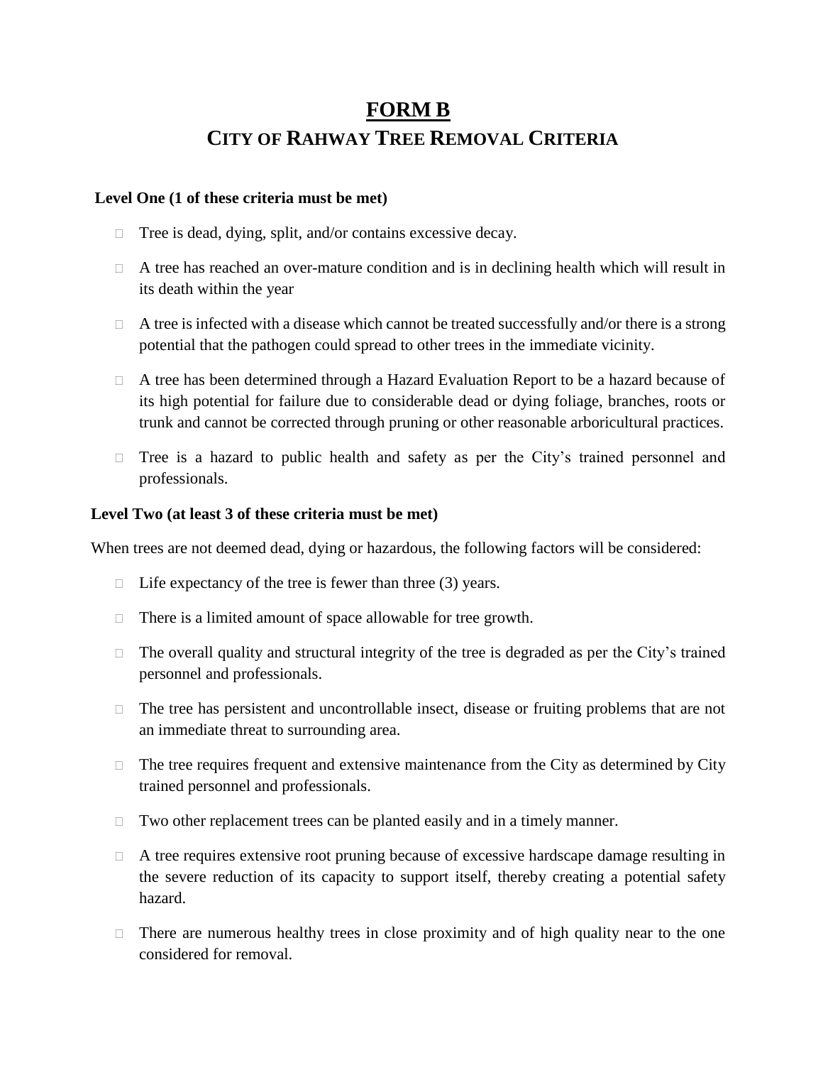# FORM B

## CITY OF RAHWAY TREE REMOVAL CRITERIA

**Level One (1 of these criteria must be met)**

- Tree is dead, dying, split, and/or contains excessive decay.
- A tree has reached an over-mature condition and is in declining health which will result in its death within the year
- A tree is infected with a disease which cannot be treated successfully and/or there is a strong potential that the pathogen could spread to other trees in the immediate vicinity.
- A tree has been determined through a Hazard Evaluation Report to be a hazard because of its high potential for failure due to considerable dead or dying foliage, branches, roots or trunk and cannot be corrected through pruning or other reasonable arboricultural practices.
- Tree is a hazard to public health and safety as per the City's trained personnel and professionals.

**Level Two (at least 3 of these criteria must be met)**

When trees are not deemed dead, dying or hazardous, the following factors will be considered:

- Life expectancy of the tree is fewer than three (3) years.
- There is a limited amount of space allowable for tree growth.
- The overall quality and structural integrity of the tree is degraded as per the City's trained personnel and professionals.
- The tree has persistent and uncontrollable insect, disease or fruiting problems that are not an immediate threat to surrounding area.
- The tree requires frequent and extensive maintenance from the City as determined by City trained personnel and professionals.
- Two other replacement trees can be planted easily and in a timely manner.
- A tree requires extensive root pruning because of excessive hardscape damage resulting in the severe reduction of its capacity to support itself, thereby creating a potential safety hazard.
- There are numerous healthy trees in close proximity and of high quality near to the one considered for removal.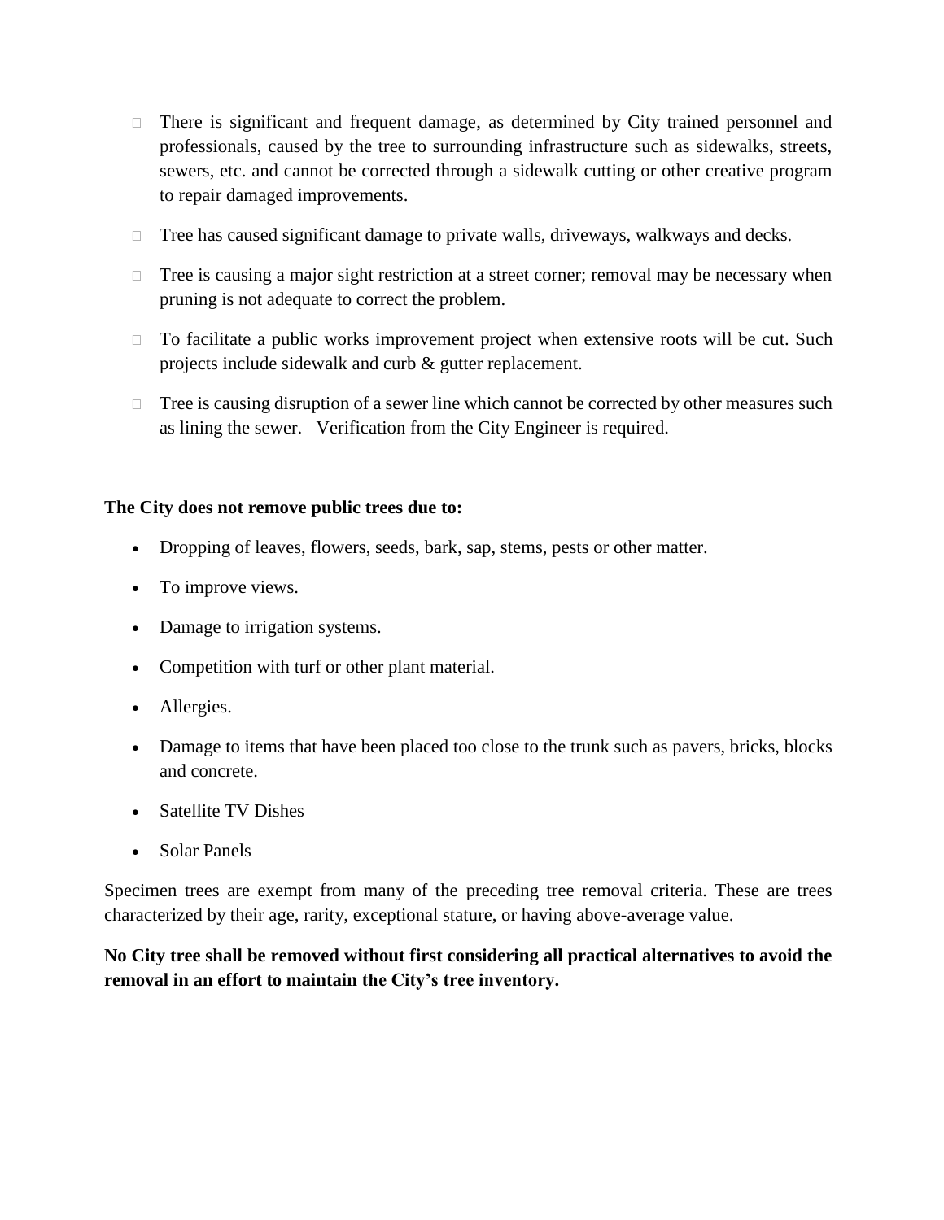- There is significant and frequent damage, as determined by City trained personnel and professionals, caused by the tree to surrounding infrastructure such as sidewalks, streets, sewers, etc. and cannot be corrected through a sidewalk cutting or other creative program to repair damaged improvements.
- Tree has caused significant damage to private walls, driveways, walkways and decks.
- Tree is causing a major sight restriction at a street corner; removal may be necessary when pruning is not adequate to correct the problem.
- To facilitate a public works improvement project when extensive roots will be cut. Such projects include sidewalk and curb & gutter replacement.
- Tree is causing disruption of a sewer line which cannot be corrected by other measures such as lining the sewer. Verification from the City Engineer is required.

**The City does not remove public trees due to:**

- Dropping of leaves, flowers, seeds, bark, sap, stems, pests or other matter.
- To improve views.
- Damage to irrigation systems.
- Competition with turf or other plant material.
- Allergies.
- Damage to items that have been placed too close to the trunk such as pavers, bricks, blocks and concrete.
- Satellite TV Dishes
- Solar Panels

Specimen trees are exempt from many of the preceding tree removal criteria. These are trees characterized by their age, rarity, exceptional stature, or having above-average value.

**No City tree shall be removed without first considering all practical alternatives to avoid the removal in an effort to maintain the City's tree inventory.**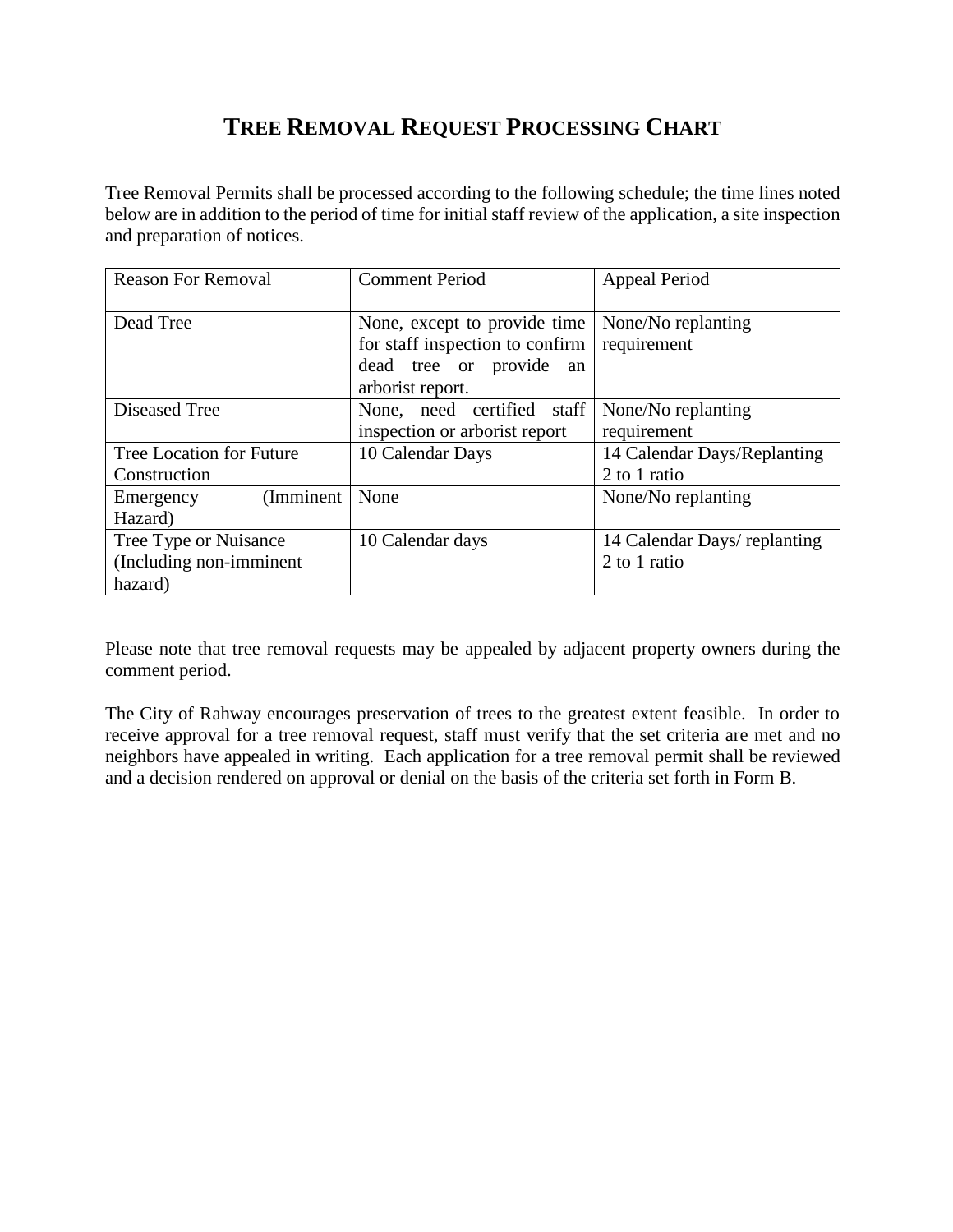# TREE REMOVAL REQUEST PROCESSING CHART

Tree Removal Permits shall be processed according to the following schedule; the time lines noted below are in addition to the period of time for initial staff review of the application, a site inspection and preparation of notices.

| Reason For Removal | Comment Period | Appeal Period |
|---|---|---|
| Dead Tree | None, except to provide time for staff inspection to confirm dead tree or provide an arborist report. | None/No replanting requirement |
| Diseased Tree | None, need certified staff inspection or arborist report | None/No replanting requirement |
| Tree Location for Future Construction | 10 Calendar Days | 14 Calendar Days/Replanting 2 to 1 ratio |
| Emergency (Imminent Hazard) | None | None/No replanting |
| Tree Type or Nuisance (Including non-imminent hazard) | 10 Calendar days | 14 Calendar Days/ replanting 2 to 1 ratio |

Please note that tree removal requests may be appealed by adjacent property owners during the comment period.

The City of Rahway encourages preservation of trees to the greatest extent feasible. In order to receive approval for a tree removal request, staff must verify that the set criteria are met and no neighbors have appealed in writing. Each application for a tree removal permit shall be reviewed and a decision rendered on approval or denial on the basis of the criteria set forth in Form B.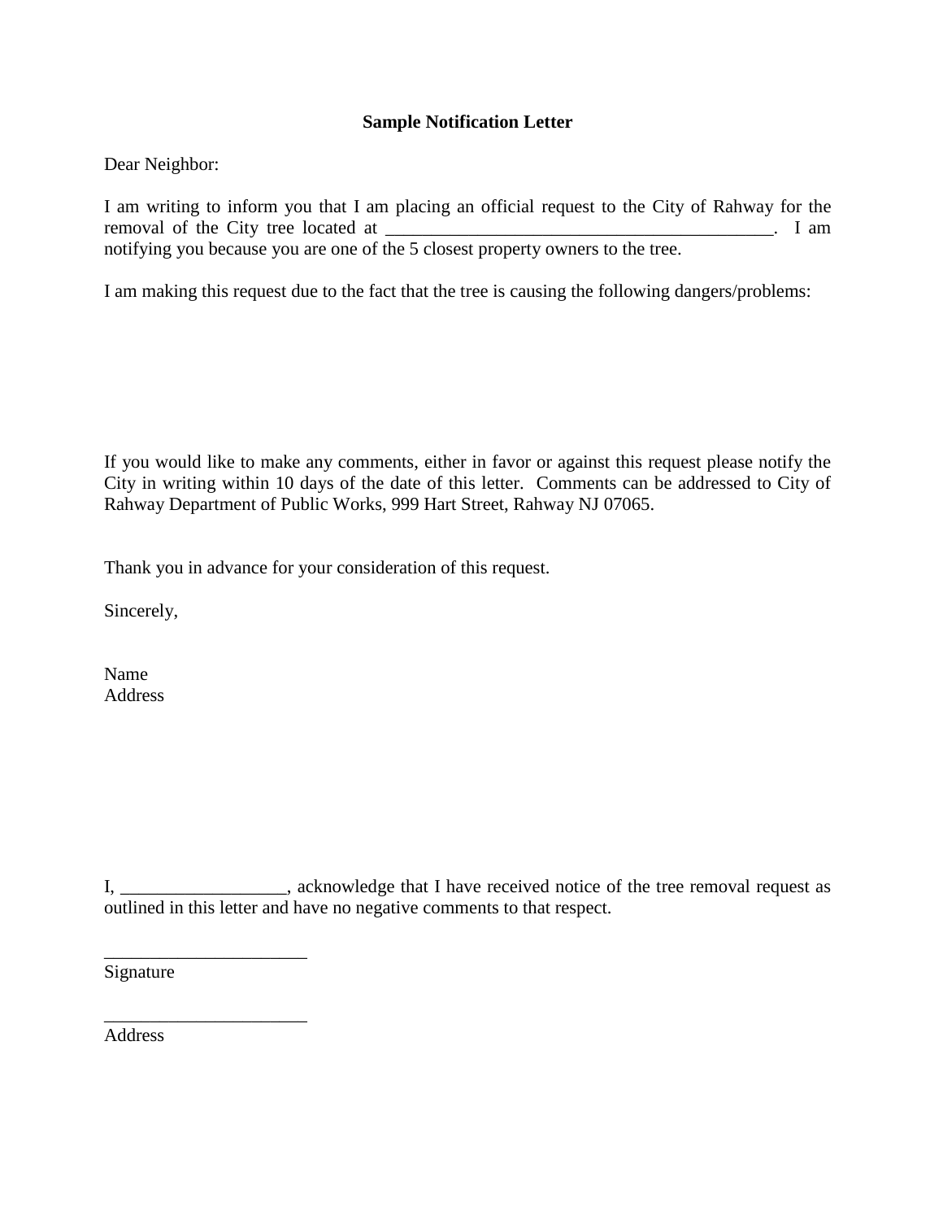**Sample Notification Letter**

Dear Neighbor:

I am writing to inform you that I am placing an official request to the City of Rahway for the removal of the City tree located at ___________________________________________. I am notifying you because you are one of the 5 closest property owners to the tree.

I am making this request due to the fact that the tree is causing the following dangers/problems:

If you would like to make any comments, either in favor or against this request please notify the City in writing within 10 days of the date of this letter. Comments can be addressed to City of Rahway Department of Public Works, 999 Hart Street, Rahway NJ 07065.

Thank you in advance for your consideration of this request.

Sincerely,

Name  
Address

I, __________________, acknowledge that I have received notice of the tree removal request as outlined in this letter and have no negative comments to that respect.

______________________  
Signature

______________________  
Address